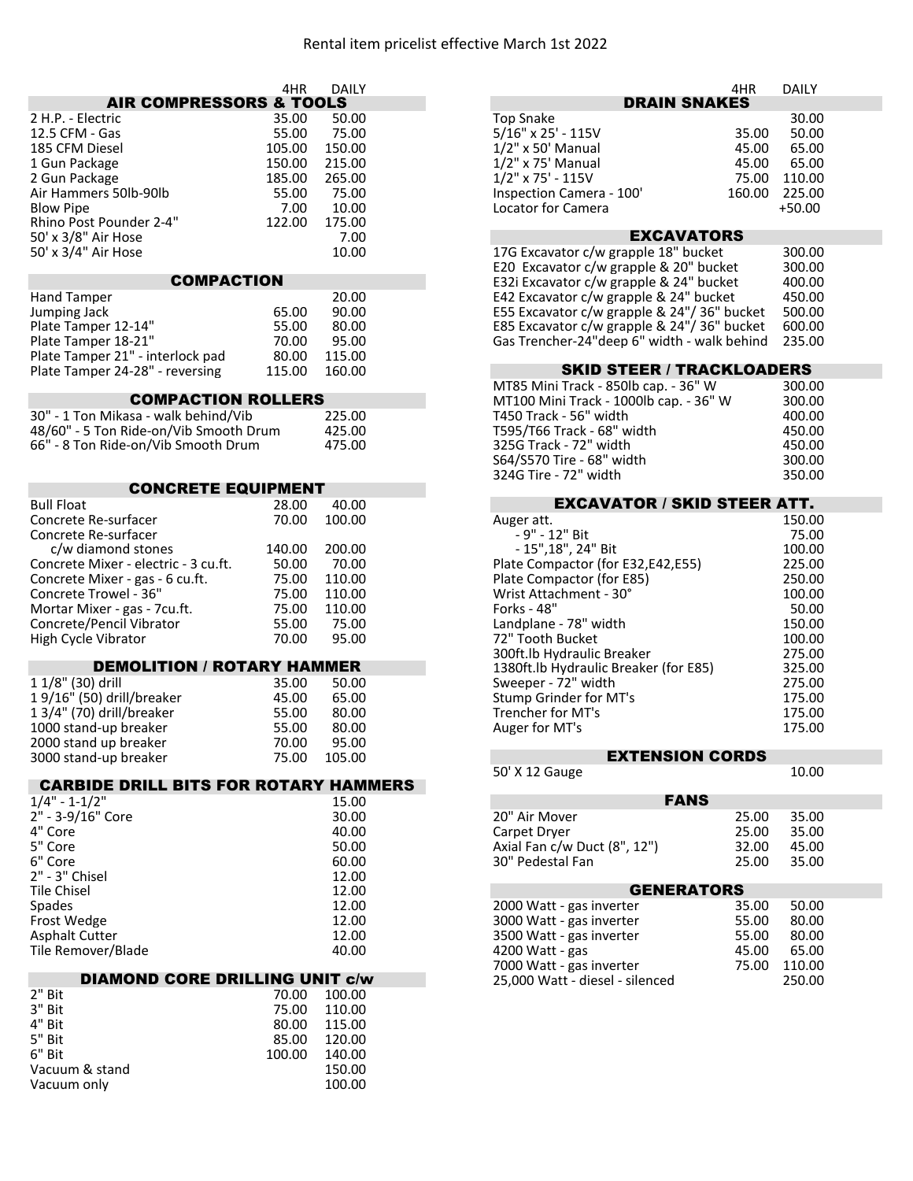# Rental item pricelist effective March 1st 2022

## AIR COMPRESSORS & TOOLS

| Item | 4HR | DAILY |
|---|---|---|
| 2 H.P. - Electric | 35.00 | 50.00 |
| 12.5 CFM - Gas | 55.00 | 75.00 |
| 185 CFM Diesel | 105.00 | 150.00 |
| 1 Gun Package | 150.00 | 215.00 |
| 2 Gun Package | 185.00 | 265.00 |
| Air Hammers 50lb-90lb | 55.00 | 75.00 |
| Blow Pipe | 7.00 | 10.00 |
| Rhino Post Pounder 2-4" | 122.00 | 175.00 |
| 50' x 3/8" Air Hose | | 7.00 |
| 50' x 3/4" Air Hose | | 10.00 |

## COMPACTION

| Item | 4HR | DAILY |
|---|---|---|
| Hand Tamper | | 20.00 |
| Jumping Jack | 65.00 | 90.00 |
| Plate Tamper 12-14" | 55.00 | 80.00 |
| Plate Tamper 18-21" | 70.00 | 95.00 |
| Plate Tamper 21" - interlock pad | 80.00 | 115.00 |
| Plate Tamper 24-28" - reversing | 115.00 | 160.00 |

## COMPACTION ROLLERS

| Item | DAILY |
|---|---|
| 30" - 1 Ton Mikasa - walk behind/Vib | 225.00 |
| 48/60" - 5 Ton Ride-on/Vib Smooth Drum | 425.00 |
| 66" - 8 Ton Ride-on/Vib Smooth Drum | 475.00 |

## CONCRETE EQUIPMENT

| Item | 4HR | DAILY |
|---|---|---|
| Bull Float | 28.00 | 40.00 |
| Concrete Re-surfacer | 70.00 | 100.00 |
| Concrete Re-surfacer c/w diamond stones | 140.00 | 200.00 |
| Concrete Mixer - electric - 3 cu.ft. | 50.00 | 70.00 |
| Concrete Mixer - gas - 6 cu.ft. | 75.00 | 110.00 |
| Concrete Trowel - 36" | 75.00 | 110.00 |
| Mortar Mixer - gas - 7cu.ft. | 75.00 | 110.00 |
| Concrete/Pencil Vibrator | 55.00 | 75.00 |
| High Cycle Vibrator | 70.00 | 95.00 |

## DEMOLITION / ROTARY HAMMER

| Item | 4HR | DAILY |
|---|---|---|
| 1 1/8" (30) drill | 35.00 | 50.00 |
| 1 9/16" (50) drill/breaker | 45.00 | 65.00 |
| 1 3/4" (70) drill/breaker | 55.00 | 80.00 |
| 1000 stand-up breaker | 55.00 | 80.00 |
| 2000 stand up breaker | 70.00 | 95.00 |
| 3000 stand-up breaker | 75.00 | 105.00 |

## CARBIDE DRILL BITS FOR ROTARY HAMMERS

| Item | DAILY |
|---|---|
| 1/4" - 1-1/2" | 15.00 |
| 2" - 3-9/16" Core | 30.00 |
| 4" Core | 40.00 |
| 5" Core | 50.00 |
| 6" Core | 60.00 |
| 2" - 3" Chisel | 12.00 |
| Tile Chisel | 12.00 |
| Spades | 12.00 |
| Frost Wedge | 12.00 |
| Asphalt Cutter | 12.00 |
| Tile Remover/Blade | 40.00 |

## DIAMOND CORE DRILLING UNIT c/w

| Item | 4HR | DAILY |
|---|---|---|
| 2" Bit | 70.00 | 100.00 |
| 3" Bit | 75.00 | 110.00 |
| 4" Bit | 80.00 | 115.00 |
| 5" Bit | 85.00 | 120.00 |
| 6" Bit | 100.00 | 140.00 |
| Vacuum & stand | | 150.00 |
| Vacuum only | | 100.00 |

## DRAIN SNAKES

| Item | 4HR | DAILY |
|---|---|---|
| Top Snake | | 30.00 |
| 5/16" x 25' - 115V | 35.00 | 50.00 |
| 1/2" x 50' Manual | 45.00 | 65.00 |
| 1/2" x 75' Manual | 45.00 | 65.00 |
| 1/2" x 75' - 115V | 75.00 | 110.00 |
| Inspection Camera - 100' | 160.00 | 225.00 |
| Locator for Camera | | +50.00 |

## EXCAVATORS

| Item | DAILY |
|---|---|
| 17G Excavator c/w grapple 18" bucket | 300.00 |
| E20 Excavator c/w grapple & 20" bucket | 300.00 |
| E32i Excavator c/w grapple & 24" bucket | 400.00 |
| E42 Excavator c/w grapple & 24" bucket | 450.00 |
| E55 Excavator c/w grapple & 24"/ 36" bucket | 500.00 |
| E85 Excavator c/w grapple & 24"/ 36" bucket | 600.00 |
| Gas Trencher-24"deep 6" width - walk behind | 235.00 |

## SKID STEER / TRACKLOADERS

| Item | DAILY |
|---|---|
| MT85 Mini Track - 850lb cap. - 36" W | 300.00 |
| MT100 Mini Track - 1000lb cap. - 36" W | 300.00 |
| T450 Track - 56" width | 400.00 |
| T595/T66 Track - 68" width | 450.00 |
| 325G Track - 72" width | 450.00 |
| S64/S570 Tire - 68" width | 300.00 |
| 324G Tire - 72" width | 350.00 |

## EXCAVATOR / SKID STEER ATT.

| Item | DAILY |
|---|---|
| Auger att. | 150.00 |
| - 9" - 12" Bit | 75.00 |
| - 15",18", 24" Bit | 100.00 |
| Plate Compactor (for E32,E42,E55) | 225.00 |
| Plate Compactor (for E85) | 250.00 |
| Wrist Attachment - 30° | 100.00 |
| Forks - 48" | 50.00 |
| Landplane - 78" width | 150.00 |
| 72" Tooth Bucket | 100.00 |
| 300ft.lb Hydraulic Breaker | 275.00 |
| 1380ft.lb Hydraulic Breaker (for E85) | 325.00 |
| Sweeper - 72" width | 275.00 |
| Stump Grinder for MT's | 175.00 |
| Trencher for MT's | 175.00 |
| Auger for MT's | 175.00 |

## EXTENSION CORDS

| Item | DAILY |
|---|---|
| 50' X 12 Gauge | 10.00 |

## FANS

| Item | 4HR | DAILY |
|---|---|---|
| 20" Air Mover | 25.00 | 35.00 |
| Carpet Dryer | 25.00 | 35.00 |
| Axial Fan c/w Duct (8", 12") | 32.00 | 45.00 |
| 30" Pedestal Fan | 25.00 | 35.00 |

## GENERATORS

| Item | 4HR | DAILY |
|---|---|---|
| 2000 Watt - gas inverter | 35.00 | 50.00 |
| 3000 Watt - gas inverter | 55.00 | 80.00 |
| 3500 Watt - gas inverter | 55.00 | 80.00 |
| 4200 Watt - gas | 45.00 | 65.00 |
| 7000 Watt - gas inverter | 75.00 | 110.00 |
| 25,000 Watt - diesel - silenced | | 250.00 |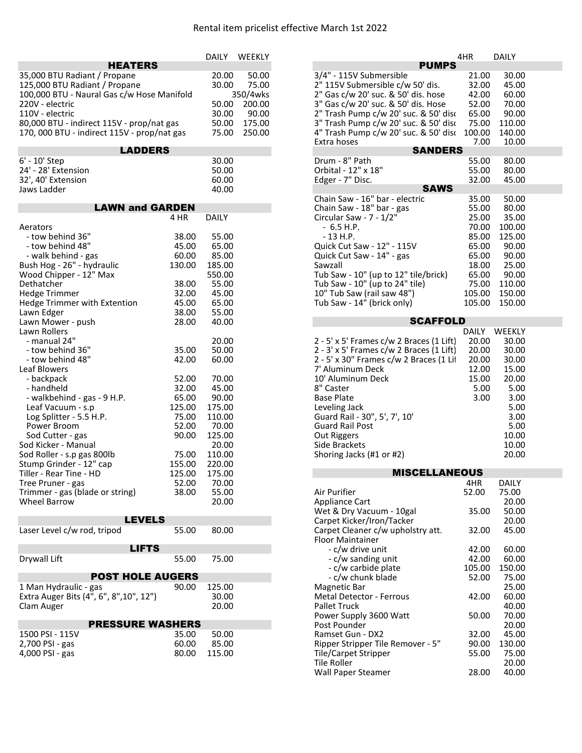# Rental item pricelist effective March 1st 2022

## HEATERS

| | DAILY | WEEKLY |
|---|---|---|
| 35,000 BTU Radiant / Propane | 20.00 | 50.00 |
| 125,000 BTU Radiant / Propane | 30.00 | 75.00 |
| 100,000 BTU - Naural Gas c/w Hose Manifold | | 350/4wks |
| 220V - electric | 50.00 | 200.00 |
| 110V - electric | 30.00 | 90.00 |
| 80,000 BTU - indirect 115V - prop/nat gas | 50.00 | 175.00 |
| 170, 000 BTU - indirect 115V - prop/nat gas | 75.00 | 250.00 |

## LADDERS

| | DAILY |
|---|---|
| 6' - 10' Step | 30.00 |
| 24' - 28' Extension | 50.00 |
| 32', 40' Extension | 60.00 |
| Jaws Ladder | 40.00 |

## LAWN and GARDEN

| | 4 HR | DAILY |
|---|---|---|
| Aerators | | |
| - tow behind 36" | 38.00 | 55.00 |
| - tow behind 48" | 45.00 | 65.00 |
| - walk behind - gas | 60.00 | 85.00 |
| Bush Hog - 26" - hydraulic | 130.00 | 185.00 |
| Wood Chipper - 12" Max | | 550.00 |
| Dethatcher | 38.00 | 55.00 |
| Hedge Trimmer | 32.00 | 45.00 |
| Hedge Trimmer with Extention | 45.00 | 65.00 |
| Lawn Edger | 38.00 | 55.00 |
| Lawn Mower - push | 28.00 | 40.00 |
| Lawn Rollers | | |
| - manual 24" | | 20.00 |
| - tow behind 36" | 35.00 | 50.00 |
| - tow behind 48" | 42.00 | 60.00 |
| Leaf Blowers | | |
| - backpack | 52.00 | 70.00 |
| - handheld | 32.00 | 45.00 |
| - walkbehind - gas - 9 H.P. | 65.00 | 90.00 |
| Leaf Vacuum - s.p | 125.00 | 175.00 |
| Log Splitter - 5.5 H.P. | 75.00 | 110.00 |
| Power Broom | 52.00 | 70.00 |
| Sod Cutter - gas | 90.00 | 125.00 |
| Sod Kicker - Manual | | 20.00 |
| Sod Roller - s.p gas 800lb | 75.00 | 110.00 |
| Stump Grinder - 12" cap | 155.00 | 220.00 |
| Tiller - Rear Tine - HD | 125.00 | 175.00 |
| Tree Pruner - gas | 52.00 | 70.00 |
| Trimmer - gas (blade or string) | 38.00 | 55.00 |
| Wheel Barrow | | 20.00 |

## LEVELS

| | 4 HR | DAILY |
|---|---|---|
| Laser Level c/w rod, tripod | 55.00 | 80.00 |

## LIFTS

| | 4 HR | DAILY |
|---|---|---|
| Drywall Lift | 55.00 | 75.00 |

## POST HOLE AUGERS

| | 4 HR | DAILY |
|---|---|---|
| 1 Man Hydraulic - gas | 90.00 | 125.00 |
| Extra Auger Bits (4", 6", 8",10", 12") | | 30.00 |
| Clam Auger | | 20.00 |

## PRESSURE WASHERS

| | 4 HR | DAILY |
|---|---|---|
| 1500 PSI - 115V | 35.00 | 50.00 |
| 2,700 PSI - gas | 60.00 | 85.00 |
| 4,000 PSI - gas | 80.00 | 115.00 |

## PUMPS

| | 4HR | DAILY |
|---|---|---|
| 3/4" - 115V Submersible | 21.00 | 30.00 |
| 2" 115V Submersible c/w 50' dis. | 32.00 | 45.00 |
| 2" Gas c/w 20' suc. & 50' dis. hose | 42.00 | 60.00 |
| 3" Gas c/w 20' suc. & 50' dis. Hose | 52.00 | 70.00 |
| 2" Trash Pump c/w 20' suc. & 50' disc | 65.00 | 90.00 |
| 3" Trash Pump c/w 20' suc. & 50' disc | 75.00 | 110.00 |
| 4" Trash Pump c/w 20' suc. & 50' disc | 100.00 | 140.00 |
| Extra hoses | 7.00 | 10.00 |

## SANDERS

| | 4HR | DAILY |
|---|---|---|
| Drum - 8" Path | 55.00 | 80.00 |
| Orbital - 12" x 18" | 55.00 | 80.00 |
| Edger - 7" Disc. | 32.00 | 45.00 |

## SAWS

| | 4HR | DAILY |
|---|---|---|
| Chain Saw - 16" bar - electric | 35.00 | 50.00 |
| Chain Saw - 18" bar - gas | 55.00 | 80.00 |
| Circular Saw - 7 - 1/2" | 25.00 | 35.00 |
| - 6.5 H.P. | 70.00 | 100.00 |
| - 13 H.P. | 85.00 | 125.00 |
| Quick Cut Saw - 12" - 115V | 65.00 | 90.00 |
| Quick Cut Saw - 14" - gas | 65.00 | 90.00 |
| Sawzall | 18.00 | 25.00 |
| Tub Saw - 10" (up to 12" tile/brick) | 65.00 | 90.00 |
| Tub Saw - 10" (up to 24" tile) | 75.00 | 110.00 |
| 10" Tub Saw (rail saw 48") | 105.00 | 150.00 |
| Tub Saw - 14" (brick only) | 105.00 | 150.00 |

## SCAFFOLD

| | DAILY | WEEKLY |
|---|---|---|
| 2 - 5' x 5' Frames c/w 2 Braces (1 Lift) | 20.00 | 30.00 |
| 2 - 3' x 5' Frames c/w 2 Braces (1 Lift) | 20.00 | 30.00 |
| 2 - 5' x 30" Frames c/w 2 Braces (1 Lif | 20.00 | 30.00 |
| 7' Aluminum Deck | 12.00 | 15.00 |
| 10' Aluminum Deck | 15.00 | 20.00 |
| 8" Caster | 5.00 | 5.00 |
| Base Plate | 3.00 | 3.00 |
| Leveling Jack | | 5.00 |
| Guard Rail - 30", 5', 7', 10' | | 3.00 |
| Guard Rail Post | | 5.00 |
| Out Riggers | | 10.00 |
| Side Brackets | | 10.00 |
| Shoring Jacks (#1 or #2) | | 20.00 |

## MISCELLANEOUS

| | 4HR | DAILY |
|---|---|---|
| Air Purifier | 52.00 | 75.00 |
| Appliance Cart | | 20.00 |
| Wet & Dry Vacuum - 10gal | 35.00 | 50.00 |
| Carpet Kicker/Iron/Tacker | | 20.00 |
| Carpet Cleaner c/w upholstry att. | 32.00 | 45.00 |
| Floor Maintainer | | |
| - c/w drive unit | 42.00 | 60.00 |
| - c/w sanding unit | 42.00 | 60.00 |
| - c/w carbide plate | 105.00 | 150.00 |
| - c/w chunk blade | 52.00 | 75.00 |
| Magnetic Bar | | 25.00 |
| Metal Detector - Ferrous | 42.00 | 60.00 |
| Pallet Truck | | 40.00 |
| Power Supply 3600 Watt | 50.00 | 70.00 |
| Post Pounder | | 20.00 |
| Ramset Gun - DX2 | 32.00 | 45.00 |
| Ripper Stripper Tile Remover - 5" | 90.00 | 130.00 |
| Tile/Carpet Stripper | 55.00 | 75.00 |
| Tile Roller | | 20.00 |
| Wall Paper Steamer | 28.00 | 40.00 |